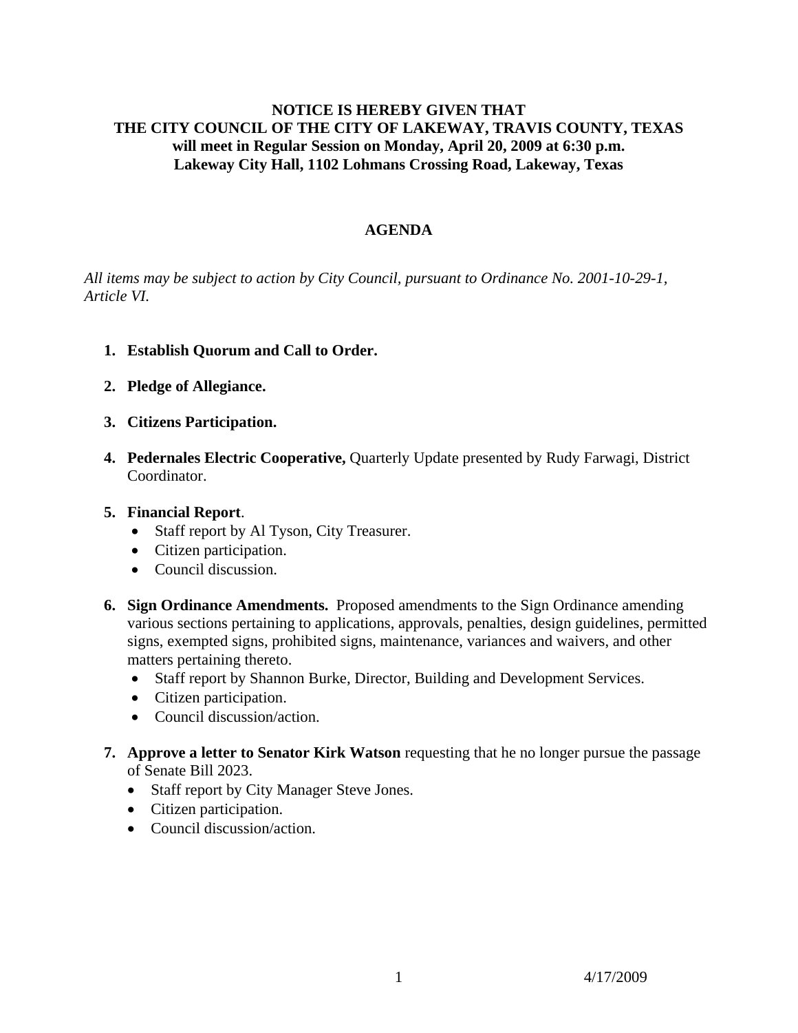**NOTICE IS HEREBY GIVEN THAT**
**THE CITY COUNCIL OF THE CITY OF LAKEWAY, TRAVIS COUNTY, TEXAS**
**will meet in Regular Session on Monday, April 20, 2009 at 6:30 p.m.**
**Lakeway City Hall, 1102 Lohmans Crossing Road, Lakeway, Texas**

# AGENDA

*All items may be subject to action by City Council, pursuant to Ordinance No. 2001-10-29-1, Article VI.*

1. **Establish Quorum and Call to Order.**

2. **Pledge of Allegiance.**

3. **Citizens Participation.**

4. **Pedernales Electric Cooperative,** Quarterly Update presented by Rudy Farwagi, District Coordinator.

5. **Financial Report**.
   - Staff report by Al Tyson, City Treasurer.
   - Citizen participation.
   - Council discussion.

6. **Sign Ordinance Amendments.** Proposed amendments to the Sign Ordinance amending various sections pertaining to applications, approvals, penalties, design guidelines, permitted signs, exempted signs, prohibited signs, maintenance, variances and waivers, and other matters pertaining thereto.
   - Staff report by Shannon Burke, Director, Building and Development Services.
   - Citizen participation.
   - Council discussion/action.

7. **Approve a letter to Senator Kirk Watson** requesting that he no longer pursue the passage of Senate Bill 2023.
   - Staff report by City Manager Steve Jones.
   - Citizen participation.
   - Council discussion/action.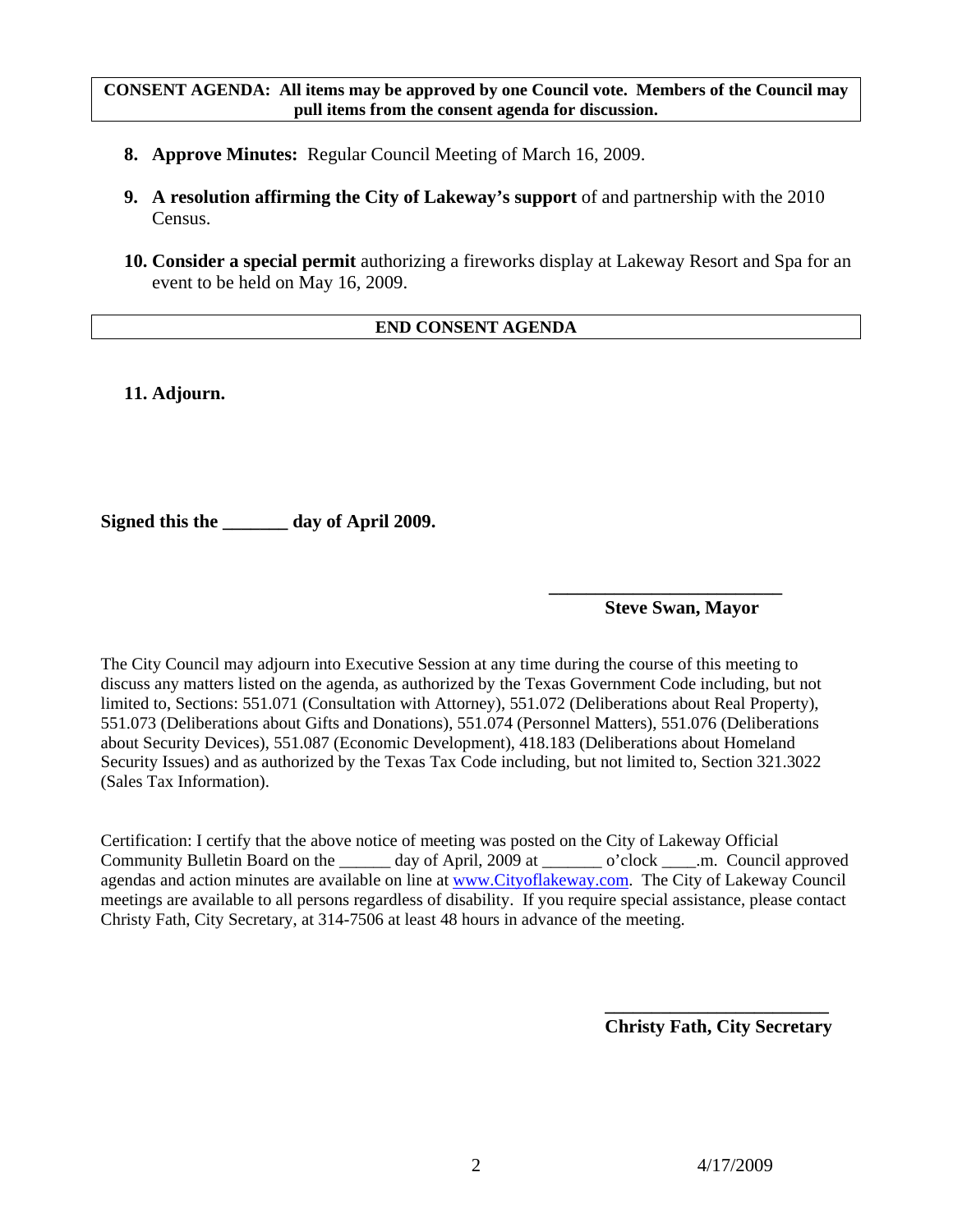**CONSENT AGENDA: All items may be approved by one Council vote. Members of the Council may pull items from the consent agenda for discussion.**

8. **Approve Minutes:** Regular Council Meeting of March 16, 2009.

9. **A resolution affirming the City of Lakeway's support** of and partnership with the 2010 Census.

10. **Consider a special permit** authorizing a fireworks display at Lakeway Resort and Spa for an event to be held on May 16, 2009.

**END CONSENT AGENDA**

11. **Adjourn.**

**Signed this the _______ day of April 2009.**

**________________________**
**Steve Swan, Mayor**

The City Council may adjourn into Executive Session at any time during the course of this meeting to discuss any matters listed on the agenda, as authorized by the Texas Government Code including, but not limited to, Sections: 551.071 (Consultation with Attorney), 551.072 (Deliberations about Real Property), 551.073 (Deliberations about Gifts and Donations), 551.074 (Personnel Matters), 551.076 (Deliberations about Security Devices), 551.087 (Economic Development), 418.183 (Deliberations about Homeland Security Issues) and as authorized by the Texas Tax Code including, but not limited to, Section 321.3022 (Sales Tax Information).

Certification: I certify that the above notice of meeting was posted on the City of Lakeway Official Community Bulletin Board on the ______ day of April, 2009 at _______ o'clock ____.m. Council approved agendas and action minutes are available on line at www.Cityoflakeway.com. The City of Lakeway Council meetings are available to all persons regardless of disability. If you require special assistance, please contact Christy Fath, City Secretary, at 314-7506 at least 48 hours in advance of the meeting.

**________________________**
**Christy Fath, City Secretary**

4/17/2009